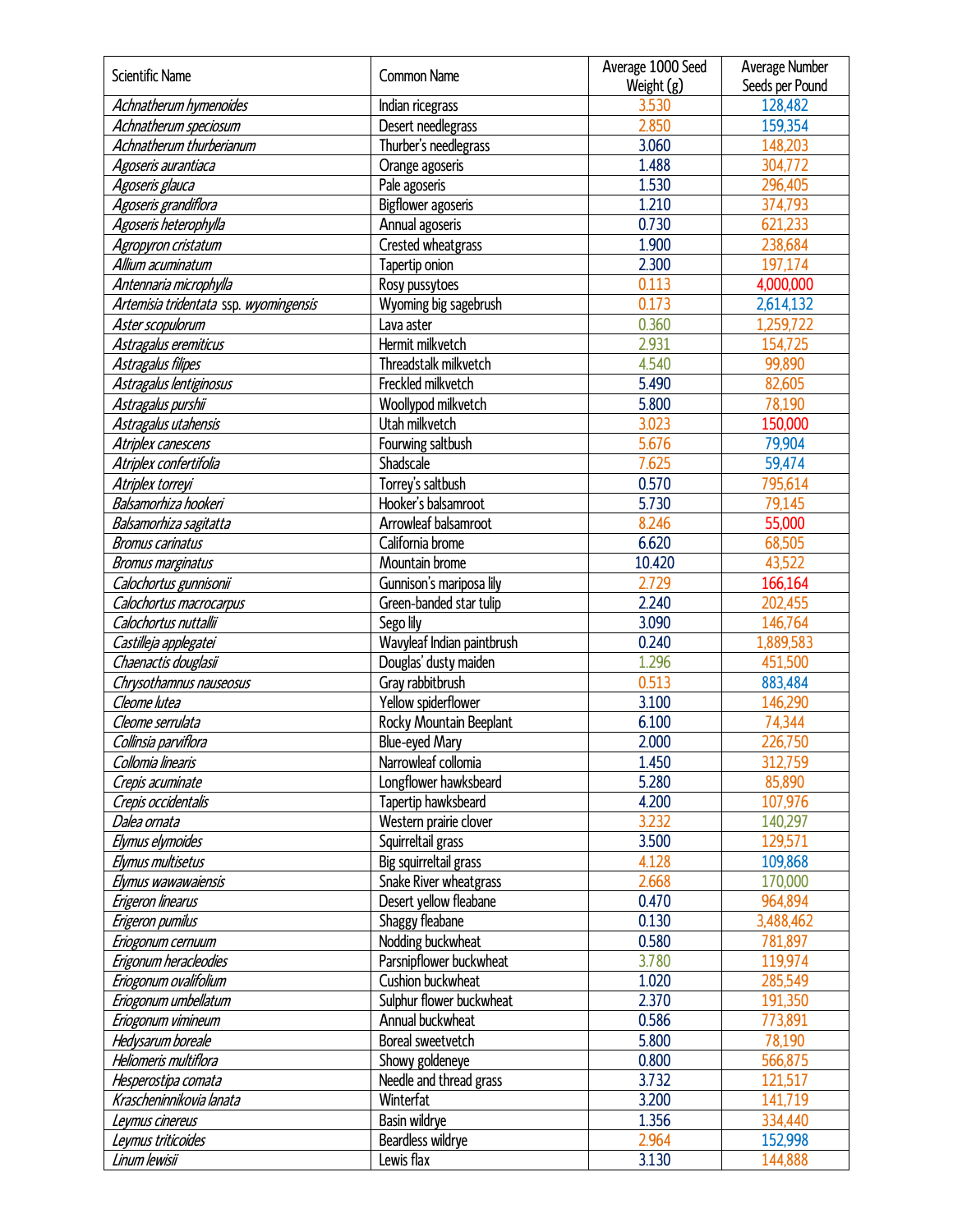| Scientific Name | Common Name | Average 1000 Seed Weight (g) | Average Number Seeds per Pound |
|---|---|---|---|
| *Achnatherum hymenoides* | Indian ricegrass | 3.530 | 128,482 |
| *Achnatherum speciosum* | Desert needlegrass | 2.850 | 159,354 |
| *Achnatherum thurberianum* | Thurber's needlegrass | 3.060 | 148,203 |
| *Agoseris aurantiaca* | Orange agoseris | 1.488 | 304,772 |
| *Agoseris glauca* | Pale agoseris | 1.530 | 296,405 |
| *Agoseris grandiflora* | Bigflower agoseris | 1.210 | 374,793 |
| *Agoseris heterophylla* | Annual agoseris | 0.730 | 621,233 |
| *Agropyron cristatum* | Crested wheatgrass | 1.900 | 238,684 |
| *Allium acuminatum* | Tapertip onion | 2.300 | 197,174 |
| *Antennaria microphylla* | Rosy pussytoes | 0.113 | 4,000,000 |
| *Artemisia tridentata* ssp. *wyomingensis* | Wyoming big sagebrush | 0.173 | 2,614,132 |
| *Aster scopulorum* | Lava aster | 0.360 | 1,259,722 |
| *Astragalus eremiticus* | Hermit milkvetch | 2.931 | 154,725 |
| *Astragalus filipes* | Threadstalk milkvetch | 4.540 | 99,890 |
| *Astragalus lentiginosus* | Freckled milkvetch | 5.490 | 82,605 |
| *Astragalus purshii* | Woollypod milkvetch | 5.800 | 78,190 |
| *Astragalus utahensis* | Utah milkvetch | 3.023 | 150,000 |
| *Atriplex canescens* | Fourwing saltbush | 5.676 | 79,904 |
| *Atriplex confertifolia* | Shadscale | 7.625 | 59,474 |
| *Atriplex torreyi* | Torrey's saltbush | 0.570 | 795,614 |
| *Balsamorhiza hookeri* | Hooker's balsamroot | 5.730 | 79,145 |
| *Balsamorhiza sagitatta* | Arrowleaf balsamroot | 8.246 | 55,000 |
| *Bromus carinatus* | California brome | 6.620 | 68,505 |
| *Bromus marginatus* | Mountain brome | 10.420 | 43,522 |
| *Calochortus gunnisonii* | Gunnison's mariposa lily | 2.729 | 166,164 |
| *Calochortus macrocarpus* | Green-banded star tulip | 2.240 | 202,455 |
| *Calochortus nuttallii* | Sego lily | 3.090 | 146,764 |
| *Castilleja applegatei* | Wavyleaf Indian paintbrush | 0.240 | 1,889,583 |
| *Chaenactis douglasii* | Douglas' dusty maiden | 1.296 | 451,500 |
| *Chrysothamnus nauseosus* | Gray rabbitbrush | 0.513 | 883,484 |
| *Cleome lutea* | Yellow spiderflower | 3.100 | 146,290 |
| *Cleome serrulata* | Rocky Mountain Beeplant | 6.100 | 74,344 |
| *Collinsia parviflora* | Blue-eyed Mary | 2.000 | 226,750 |
| *Collomia linearis* | Narrowleaf collomia | 1.450 | 312,759 |
| *Crepis acuminate* | Longflower hawksbeard | 5.280 | 85,890 |
| *Crepis occidentalis* | Tapertip hawksbeard | 4.200 | 107,976 |
| *Dalea ornata* | Western prairie clover | 3.232 | 140,297 |
| *Elymus elymoides* | Squirreltail grass | 3.500 | 129,571 |
| *Elymus multisetus* | Big squirreltail grass | 4.128 | 109,868 |
| *Elymus wawawaiensis* | Snake River wheatgrass | 2.668 | 170,000 |
| *Erigeron linearus* | Desert yellow fleabane | 0.470 | 964,894 |
| *Erigeron pumilus* | Shaggy fleabane | 0.130 | 3,488,462 |
| *Eriogonum cernuum* | Nodding buckwheat | 0.580 | 781,897 |
| *Erigonum heracleodies* | Parsnipflower buckwheat | 3.780 | 119,974 |
| *Eriogonum ovalifolium* | Cushion buckwheat | 1.020 | 285,549 |
| *Eriogonum umbellatum* | Sulphur flower buckwheat | 2.370 | 191,350 |
| *Eriogonum vimineum* | Annual buckwheat | 0.586 | 773,891 |
| *Hedysarum boreale* | Boreal sweetvetch | 5.800 | 78,190 |
| *Heliomeris multiflora* | Showy goldeneye | 0.800 | 566,875 |
| *Hesperostipa comata* | Needle and thread grass | 3.732 | 121,517 |
| *Krascheninnikovia lanata* | Winterfat | 3.200 | 141,719 |
| *Leymus cinereus* | Basin wildrye | 1.356 | 334,440 |
| *Leymus triticoides* | Beardless wildrye | 2.964 | 152,998 |
| *Linum lewisii* | Lewis flax | 3.130 | 144,888 |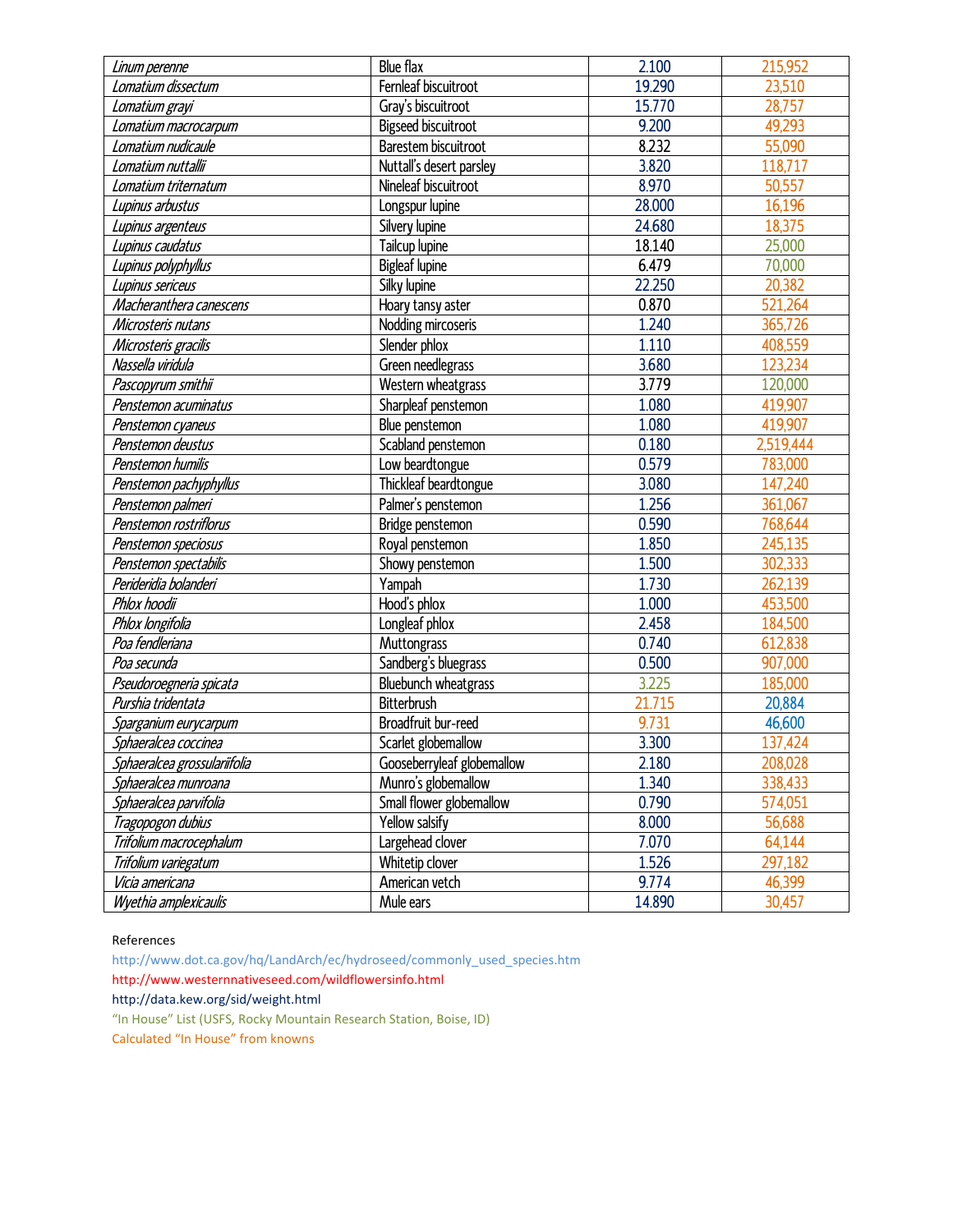| | | | |
|---|---|---|---|
| *Linum perenne* | Blue flax | 2.100 | 215,952 |
| *Lomatium dissectum* | Fernleaf biscuitroot | 19.290 | 23,510 |
| *Lomatium grayi* | Gray's biscuitroot | 15.770 | 28,757 |
| *Lomatium macrocarpum* | Bigseed biscuitroot | 9.200 | 49,293 |
| *Lomatium nudicaule* | Barestem biscuitroot | 8.232 | 55,090 |
| *Lomatium nuttallii* | Nuttall's desert parsley | 3.820 | 118,717 |
| *Lomatium triternatum* | Nineleaf biscuitroot | 8.970 | 50,557 |
| *Lupinus arbustus* | Longspur lupine | 28.000 | 16,196 |
| *Lupinus argenteus* | Silvery lupine | 24.680 | 18,375 |
| *Lupinus caudatus* | Tailcup lupine | 18.140 | 25,000 |
| *Lupinus polyphyllus* | Bigleaf lupine | 6.479 | 70,000 |
| *Lupinus sericeus* | Silky lupine | 22.250 | 20,382 |
| *Macheranthera canescens* | Hoary tansy aster | 0.870 | 521,264 |
| *Microsteris nutans* | Nodding mircoseris | 1.240 | 365,726 |
| *Microsteris gracilis* | Slender phlox | 1.110 | 408,559 |
| *Nassella viridula* | Green needlegrass | 3.680 | 123,234 |
| *Pascopyrum smithii* | Western wheatgrass | 3.779 | 120,000 |
| *Penstemon acuminatus* | Sharpleaf penstemon | 1.080 | 419,907 |
| *Penstemon cyaneus* | Blue penstemon | 1.080 | 419,907 |
| *Penstemon deustus* | Scabland penstemon | 0.180 | 2,519,444 |
| *Penstemon humilis* | Low beardtongue | 0.579 | 783,000 |
| *Penstemon pachyphyllus* | Thickleaf beardtongue | 3.080 | 147,240 |
| *Penstemon palmeri* | Palmer's penstemon | 1.256 | 361,067 |
| *Penstemon rostriflorus* | Bridge penstemon | 0.590 | 768,644 |
| *Penstemon speciosus* | Royal penstemon | 1.850 | 245,135 |
| *Penstemon spectabilis* | Showy penstemon | 1.500 | 302,333 |
| *Perideridia bolanderi* | Yampah | 1.730 | 262,139 |
| *Phlox hoodii* | Hood's phlox | 1.000 | 453,500 |
| *Phlox longifolia* | Longleaf phlox | 2.458 | 184,500 |
| *Poa fendleriana* | Muttongrass | 0.740 | 612,838 |
| *Poa secunda* | Sandberg's bluegrass | 0.500 | 907,000 |
| *Pseudoroegneria spicata* | Bluebunch wheatgrass | 3.225 | 185,000 |
| *Purshia tridentata* | Bitterbrush | 21.715 | 20,884 |
| *Sparganium eurycarpum* | Broadfruit bur-reed | 9.731 | 46,600 |
| *Sphaeralcea coccinea* | Scarlet globemallow | 3.300 | 137,424 |
| *Sphaeralcea grossulariifolia* | Gooseberryleaf globemallow | 2.180 | 208,028 |
| *Sphaeralcea munroana* | Munro's globemallow | 1.340 | 338,433 |
| *Sphaeralcea parvifolia* | Small flower globemallow | 0.790 | 574,051 |
| *Tragopogon dubius* | Yellow salsify | 8.000 | 56,688 |
| *Trifolium macrocephalum* | Largehead clover | 7.070 | 64,144 |
| *Trifolium variegatum* | Whitetip clover | 1.526 | 297,182 |
| *Vicia americana* | American vetch | 9.774 | 46,399 |
| *Wyethia amplexicaulis* | Mule ears | 14.890 | 30,457 |

References

http://www.dot.ca.gov/hq/LandArch/ec/hydroseed/commonly_used_species.htm

http://www.westernnativeseed.com/wildflowersinfo.html

http://data.kew.org/sid/weight.html

"In House" List (USFS, Rocky Mountain Research Station, Boise, ID)

Calculated "In House" from knowns